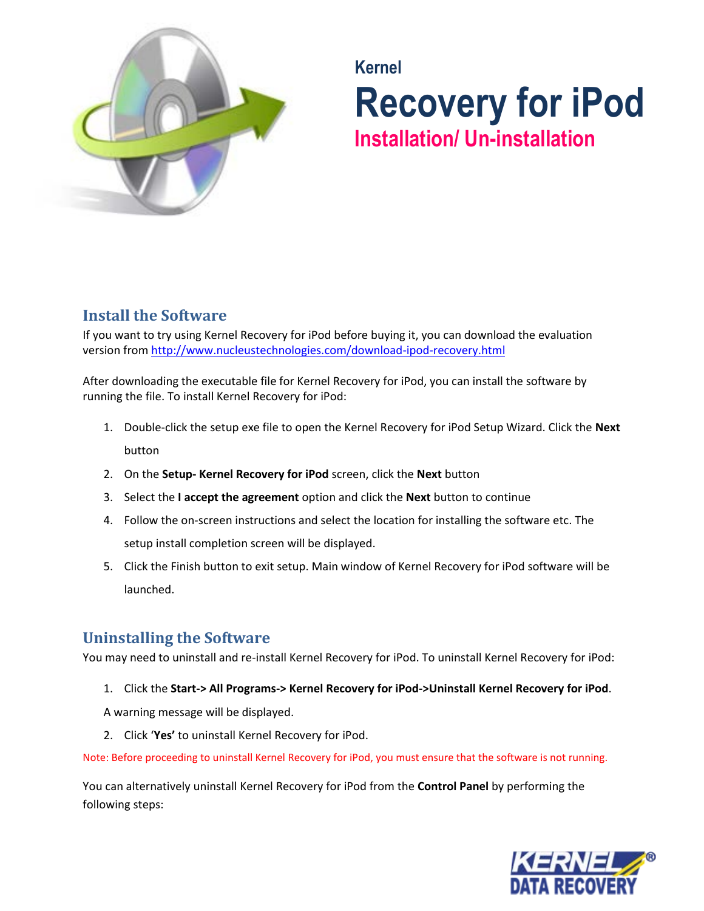Kernel

# Recovery for iPod

## Installation/ Un-installation

## Install the Software

If you want to try using Kernel Recovery for iPod before buying it, you can download the evaluation version from http://www.nucleustechnologies.com/download-ipod-recovery.html

After downloading the executable file for Kernel Recovery for iPod, you can install the software by running the file. To install Kernel Recovery for iPod:

1. Double-click the setup exe file to open the Kernel Recovery for iPod Setup Wizard. Click the **Next** button
2. On the **Setup- Kernel Recovery for iPod** screen, click the **Next** button
3. Select the **I accept the agreement** option and click the **Next** button to continue
4. Follow the on-screen instructions and select the location for installing the software etc. The setup install completion screen will be displayed.
5. Click the Finish button to exit setup. Main window of Kernel Recovery for iPod software will be launched.

## Uninstalling the Software

You may need to uninstall and re-install Kernel Recovery for iPod. To uninstall Kernel Recovery for iPod:

1. Click the **Start-> All Programs-> Kernel Recovery for iPod->Uninstall Kernel Recovery for iPod**.

   A warning message will be displayed.

2. Click '**Yes'** to uninstall Kernel Recovery for iPod.

Note: Before proceeding to uninstall Kernel Recovery for iPod, you must ensure that the software is not running.

You can alternatively uninstall Kernel Recovery for iPod from the **Control Panel** by performing the following steps: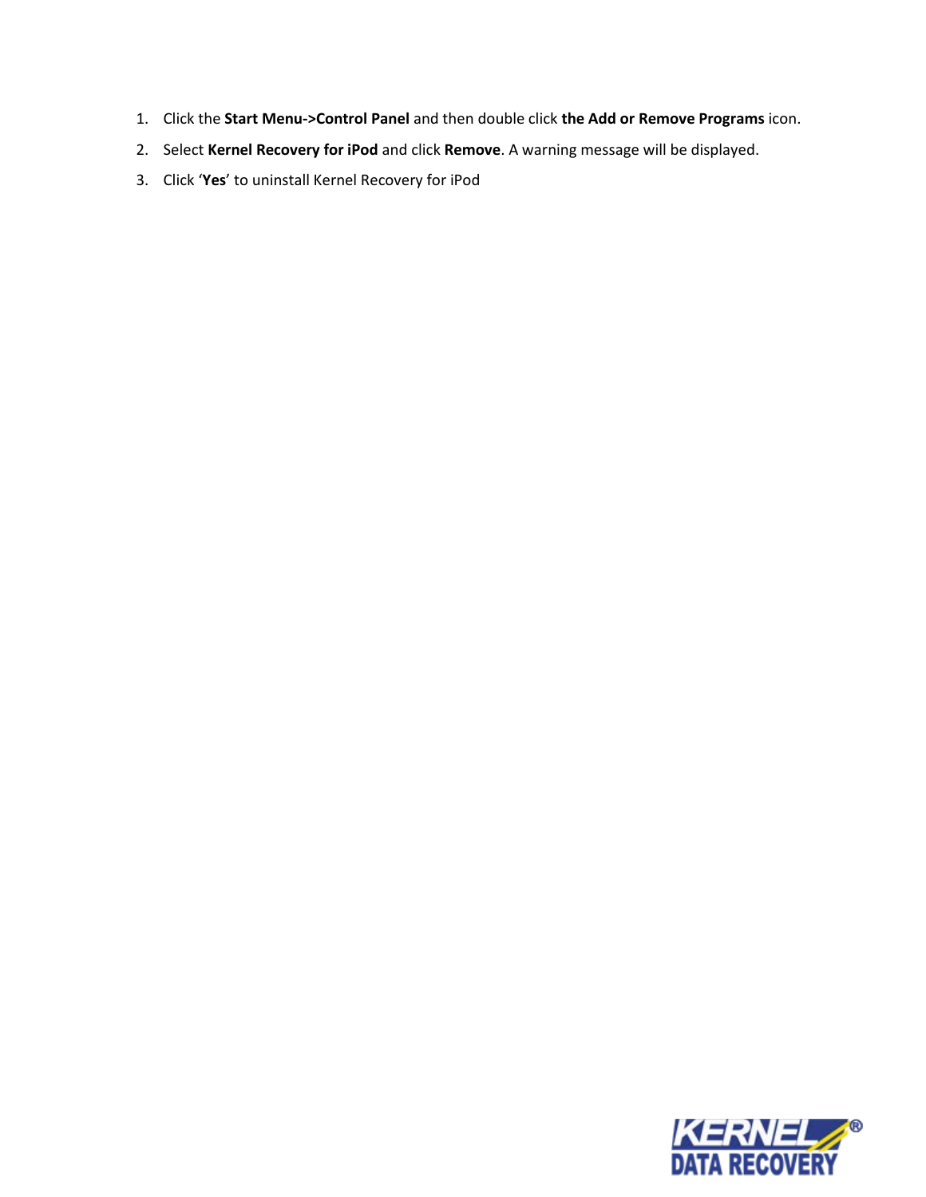1. Click the **Start Menu->Control Panel** and then double click **the Add or Remove Programs** icon.
2. Select **Kernel Recovery for iPod** and click **Remove**. A warning message will be displayed.
3. Click '**Yes**' to uninstall Kernel Recovery for iPod